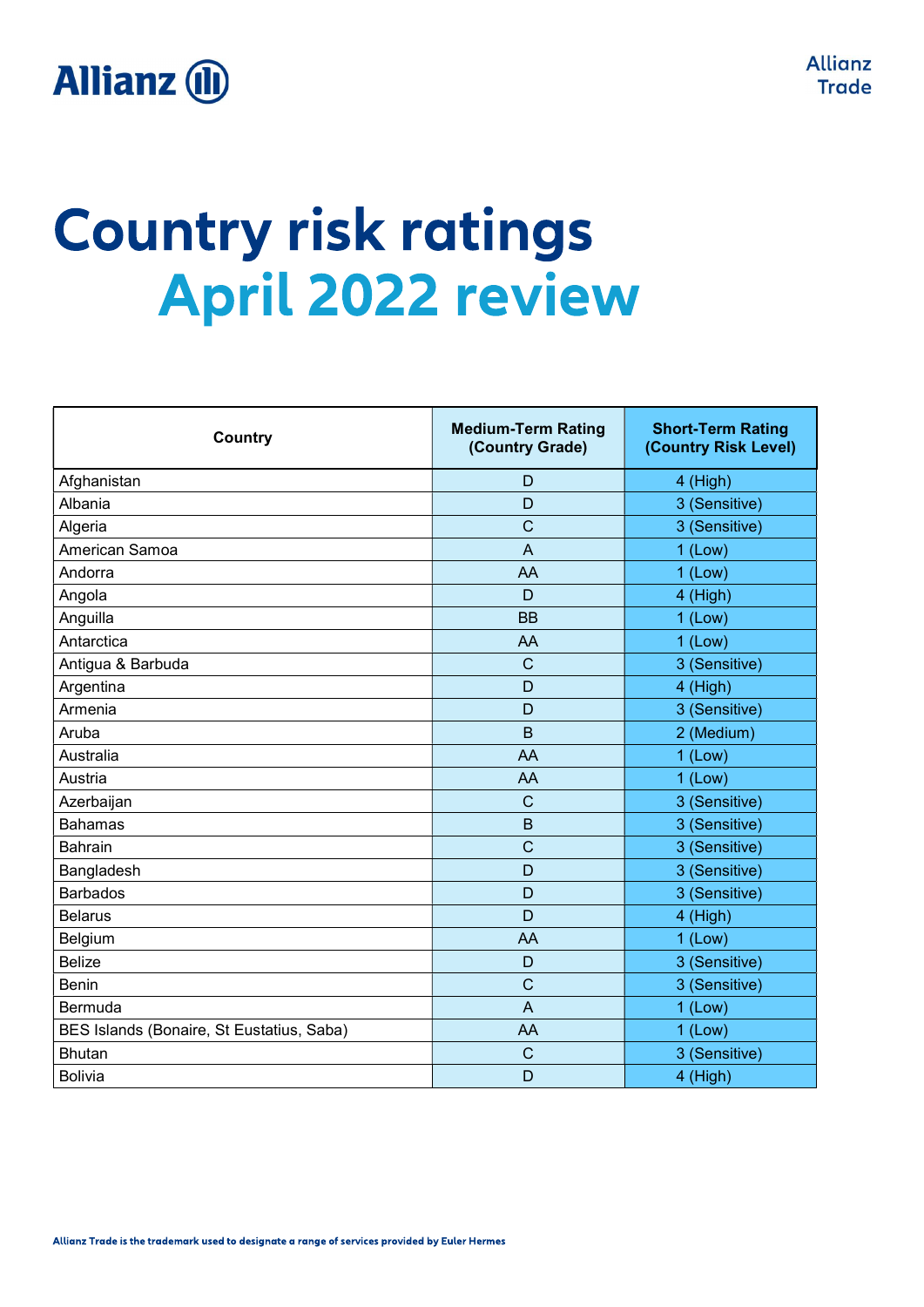# Country risk ratings

## April 2022 review

| Country | Medium-Term Rating (Country Grade) | Short-Term Rating (Country Risk Level) |
|---|---|---|
| Afghanistan | D | 4 (High) |
| Albania | D | 3 (Sensitive) |
| Algeria | C | 3 (Sensitive) |
| American Samoa | A | 1 (Low) |
| Andorra | AA | 1 (Low) |
| Angola | D | 4 (High) |
| Anguilla | BB | 1 (Low) |
| Antarctica | AA | 1 (Low) |
| Antigua & Barbuda | C | 3 (Sensitive) |
| Argentina | D | 4 (High) |
| Armenia | D | 3 (Sensitive) |
| Aruba | B | 2 (Medium) |
| Australia | AA | 1 (Low) |
| Austria | AA | 1 (Low) |
| Azerbaijan | C | 3 (Sensitive) |
| Bahamas | B | 3 (Sensitive) |
| Bahrain | C | 3 (Sensitive) |
| Bangladesh | D | 3 (Sensitive) |
| Barbados | D | 3 (Sensitive) |
| Belarus | D | 4 (High) |
| Belgium | AA | 1 (Low) |
| Belize | D | 3 (Sensitive) |
| Benin | C | 3 (Sensitive) |
| Bermuda | A | 1 (Low) |
| BES Islands (Bonaire, St Eustatius, Saba) | AA | 1 (Low) |
| Bhutan | C | 3 (Sensitive) |
| Bolivia | D | 4 (High) |

Allianz Trade is the trademark used to designate a range of services provided by Euler Hermes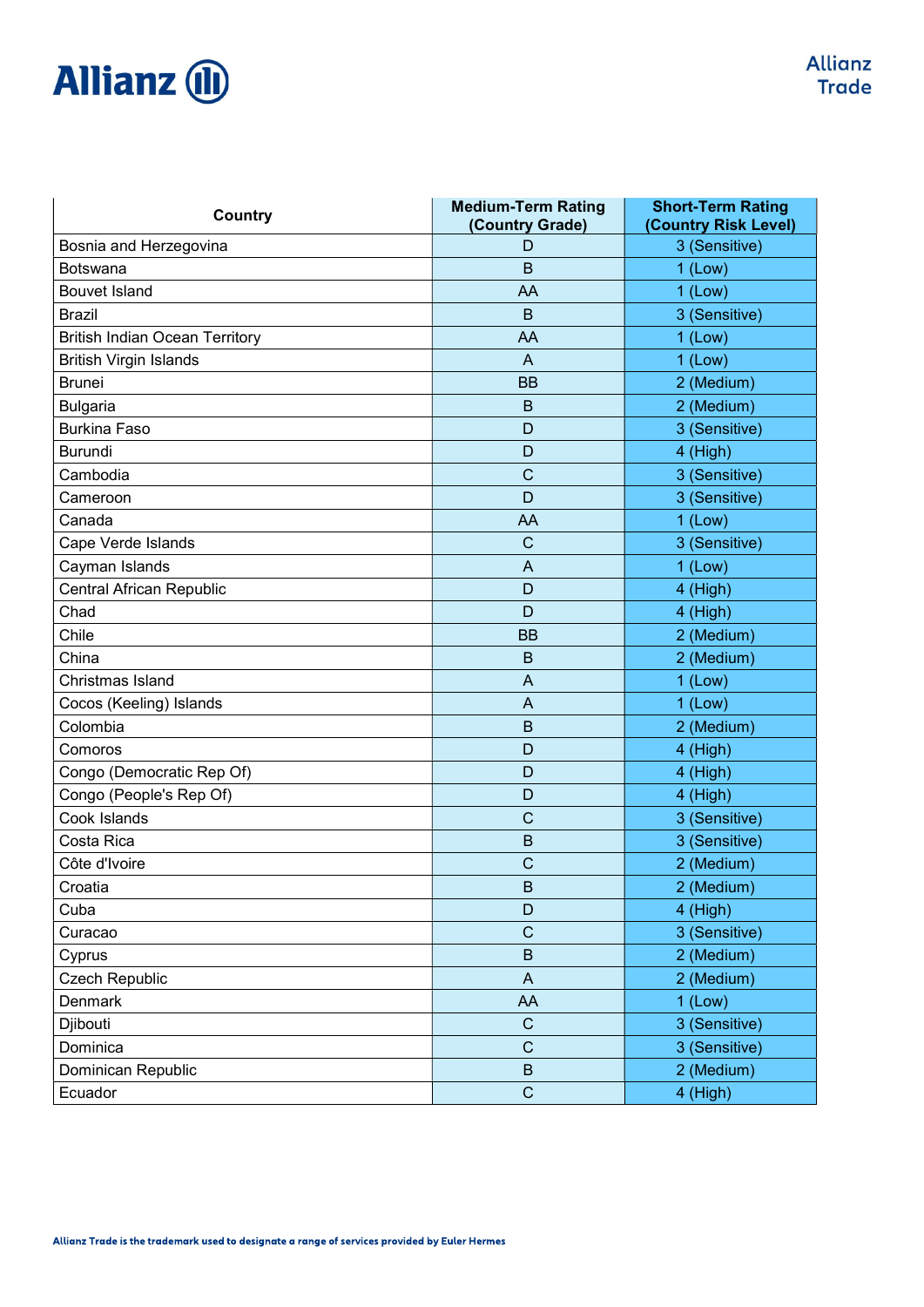| Country | Medium-Term Rating (Country Grade) | Short-Term Rating (Country Risk Level) |
| --- | --- | --- |
| Bosnia and Herzegovina | D | 3 (Sensitive) |
| Botswana | B | 1 (Low) |
| Bouvet Island | AA | 1 (Low) |
| Brazil | B | 3 (Sensitive) |
| British Indian Ocean Territory | AA | 1 (Low) |
| British Virgin Islands | A | 1 (Low) |
| Brunei | BB | 2 (Medium) |
| Bulgaria | B | 2 (Medium) |
| Burkina Faso | D | 3 (Sensitive) |
| Burundi | D | 4 (High) |
| Cambodia | C | 3 (Sensitive) |
| Cameroon | D | 3 (Sensitive) |
| Canada | AA | 1 (Low) |
| Cape Verde Islands | C | 3 (Sensitive) |
| Cayman Islands | A | 1 (Low) |
| Central African Republic | D | 4 (High) |
| Chad | D | 4 (High) |
| Chile | BB | 2 (Medium) |
| China | B | 2 (Medium) |
| Christmas Island | A | 1 (Low) |
| Cocos (Keeling) Islands | A | 1 (Low) |
| Colombia | B | 2 (Medium) |
| Comoros | D | 4 (High) |
| Congo (Democratic Rep Of) | D | 4 (High) |
| Congo (People's Rep Of) | D | 4 (High) |
| Cook Islands | C | 3 (Sensitive) |
| Costa Rica | B | 3 (Sensitive) |
| Côte d'Ivoire | C | 2 (Medium) |
| Croatia | B | 2 (Medium) |
| Cuba | D | 4 (High) |
| Curacao | C | 3 (Sensitive) |
| Cyprus | B | 2 (Medium) |
| Czech Republic | A | 2 (Medium) |
| Denmark | AA | 1 (Low) |
| Djibouti | C | 3 (Sensitive) |
| Dominica | C | 3 (Sensitive) |
| Dominican Republic | B | 2 (Medium) |
| Ecuador | C | 4 (High) |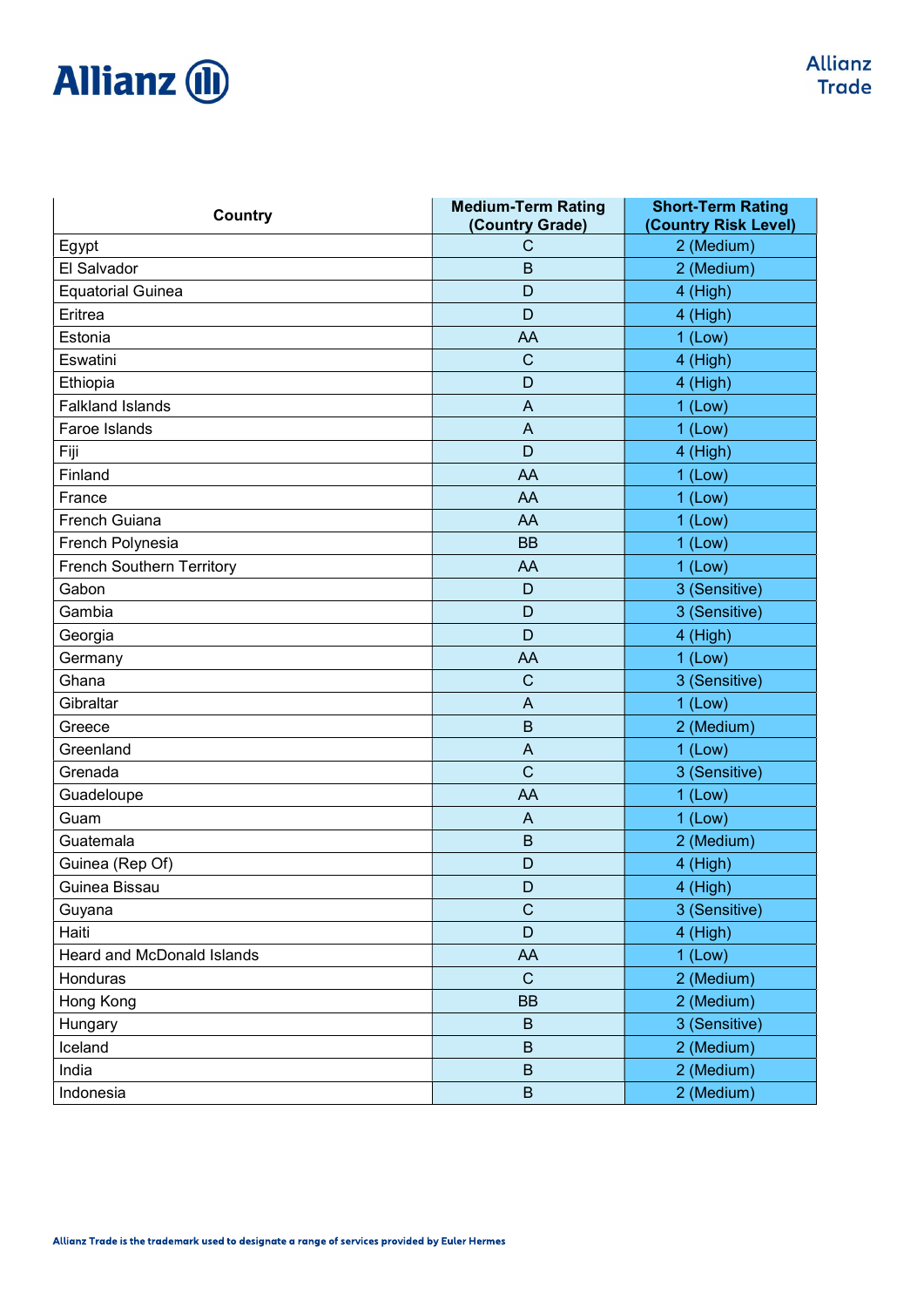| Country | Medium-Term Rating (Country Grade) | Short-Term Rating (Country Risk Level) |
|---|---|---|
| Egypt | C | 2 (Medium) |
| El Salvador | B | 2 (Medium) |
| Equatorial Guinea | D | 4 (High) |
| Eritrea | D | 4 (High) |
| Estonia | AA | 1 (Low) |
| Eswatini | C | 4 (High) |
| Ethiopia | D | 4 (High) |
| Falkland Islands | A | 1 (Low) |
| Faroe Islands | A | 1 (Low) |
| Fiji | D | 4 (High) |
| Finland | AA | 1 (Low) |
| France | AA | 1 (Low) |
| French Guiana | AA | 1 (Low) |
| French Polynesia | BB | 1 (Low) |
| French Southern Territory | AA | 1 (Low) |
| Gabon | D | 3 (Sensitive) |
| Gambia | D | 3 (Sensitive) |
| Georgia | D | 4 (High) |
| Germany | AA | 1 (Low) |
| Ghana | C | 3 (Sensitive) |
| Gibraltar | A | 1 (Low) |
| Greece | B | 2 (Medium) |
| Greenland | A | 1 (Low) |
| Grenada | C | 3 (Sensitive) |
| Guadeloupe | AA | 1 (Low) |
| Guam | A | 1 (Low) |
| Guatemala | B | 2 (Medium) |
| Guinea (Rep Of) | D | 4 (High) |
| Guinea Bissau | D | 4 (High) |
| Guyana | C | 3 (Sensitive) |
| Haiti | D | 4 (High) |
| Heard and McDonald Islands | AA | 1 (Low) |
| Honduras | C | 2 (Medium) |
| Hong Kong | BB | 2 (Medium) |
| Hungary | B | 3 (Sensitive) |
| Iceland | B | 2 (Medium) |
| India | B | 2 (Medium) |
| Indonesia | B | 2 (Medium) |

Allianz Trade is the trademark used to designate a range of services provided by Euler Hermes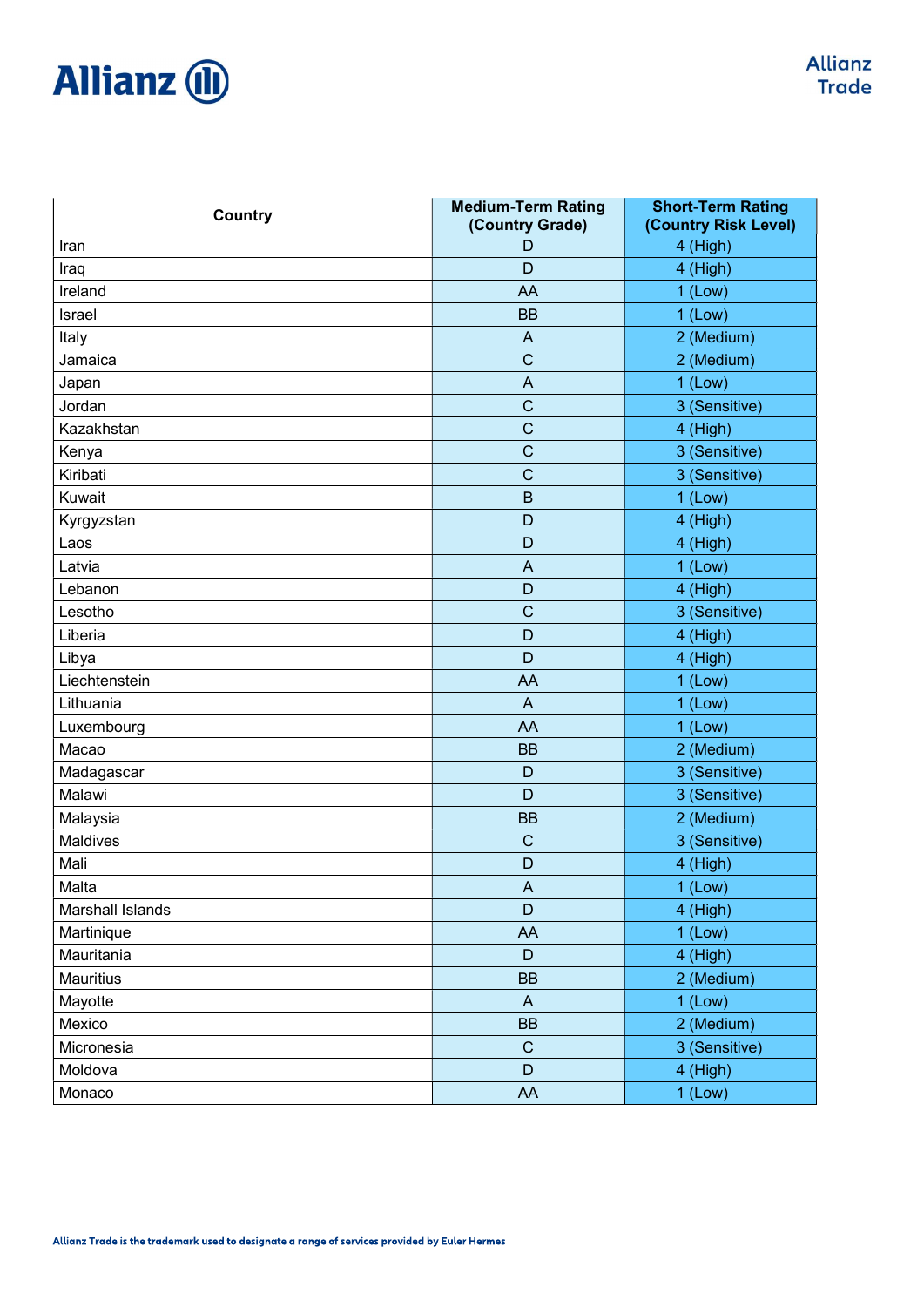| Country | Medium-Term Rating (Country Grade) | Short-Term Rating (Country Risk Level) |
|---|---|---|
| Iran | D | 4 (High) |
| Iraq | D | 4 (High) |
| Ireland | AA | 1 (Low) |
| Israel | BB | 1 (Low) |
| Italy | A | 2 (Medium) |
| Jamaica | C | 2 (Medium) |
| Japan | A | 1 (Low) |
| Jordan | C | 3 (Sensitive) |
| Kazakhstan | C | 4 (High) |
| Kenya | C | 3 (Sensitive) |
| Kiribati | C | 3 (Sensitive) |
| Kuwait | B | 1 (Low) |
| Kyrgyzstan | D | 4 (High) |
| Laos | D | 4 (High) |
| Latvia | A | 1 (Low) |
| Lebanon | D | 4 (High) |
| Lesotho | C | 3 (Sensitive) |
| Liberia | D | 4 (High) |
| Libya | D | 4 (High) |
| Liechtenstein | AA | 1 (Low) |
| Lithuania | A | 1 (Low) |
| Luxembourg | AA | 1 (Low) |
| Macao | BB | 2 (Medium) |
| Madagascar | D | 3 (Sensitive) |
| Malawi | D | 3 (Sensitive) |
| Malaysia | BB | 2 (Medium) |
| Maldives | C | 3 (Sensitive) |
| Mali | D | 4 (High) |
| Malta | A | 1 (Low) |
| Marshall Islands | D | 4 (High) |
| Martinique | AA | 1 (Low) |
| Mauritania | D | 4 (High) |
| Mauritius | BB | 2 (Medium) |
| Mayotte | A | 1 (Low) |
| Mexico | BB | 2 (Medium) |
| Micronesia | C | 3 (Sensitive) |
| Moldova | D | 4 (High) |
| Monaco | AA | 1 (Low) |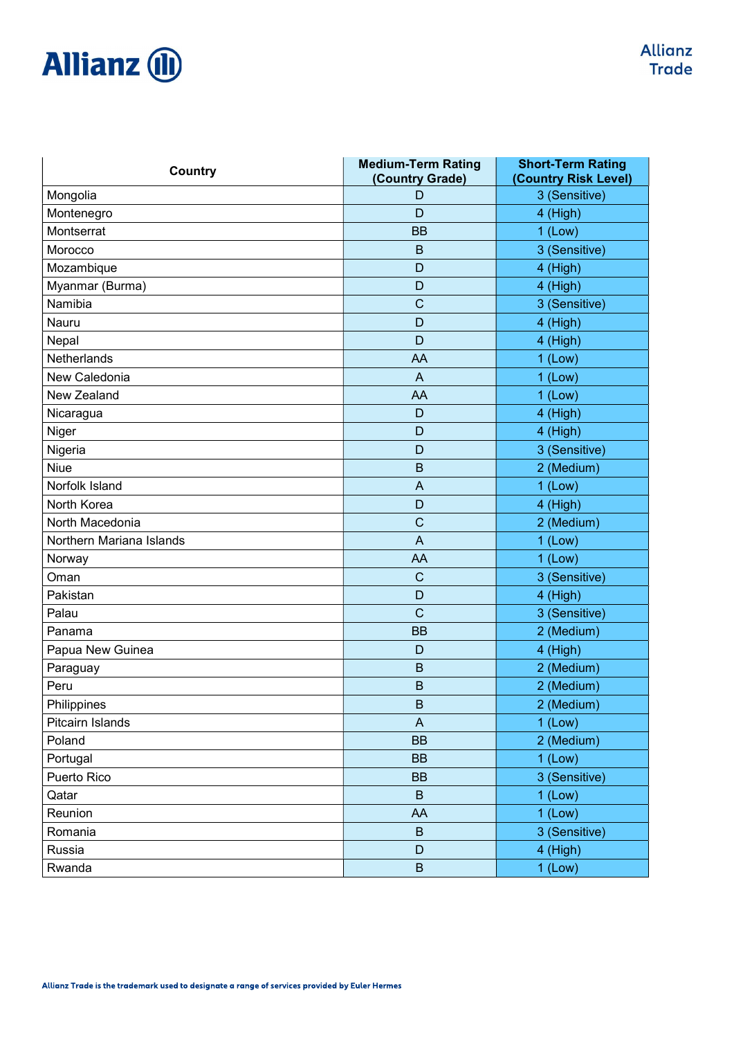| Country | Medium-Term Rating (Country Grade) | Short-Term Rating (Country Risk Level) |
|---|---|---|
| Mongolia | D | 3 (Sensitive) |
| Montenegro | D | 4 (High) |
| Montserrat | BB | 1 (Low) |
| Morocco | B | 3 (Sensitive) |
| Mozambique | D | 4 (High) |
| Myanmar (Burma) | D | 4 (High) |
| Namibia | C | 3 (Sensitive) |
| Nauru | D | 4 (High) |
| Nepal | D | 4 (High) |
| Netherlands | AA | 1 (Low) |
| New Caledonia | A | 1 (Low) |
| New Zealand | AA | 1 (Low) |
| Nicaragua | D | 4 (High) |
| Niger | D | 4 (High) |
| Nigeria | D | 3 (Sensitive) |
| Niue | B | 2 (Medium) |
| Norfolk Island | A | 1 (Low) |
| North Korea | D | 4 (High) |
| North Macedonia | C | 2 (Medium) |
| Northern Mariana Islands | A | 1 (Low) |
| Norway | AA | 1 (Low) |
| Oman | C | 3 (Sensitive) |
| Pakistan | D | 4 (High) |
| Palau | C | 3 (Sensitive) |
| Panama | BB | 2 (Medium) |
| Papua New Guinea | D | 4 (High) |
| Paraguay | B | 2 (Medium) |
| Peru | B | 2 (Medium) |
| Philippines | B | 2 (Medium) |
| Pitcairn Islands | A | 1 (Low) |
| Poland | BB | 2 (Medium) |
| Portugal | BB | 1 (Low) |
| Puerto Rico | BB | 3 (Sensitive) |
| Qatar | B | 1 (Low) |
| Reunion | AA | 1 (Low) |
| Romania | B | 3 (Sensitive) |
| Russia | D | 4 (High) |
| Rwanda | B | 1 (Low) |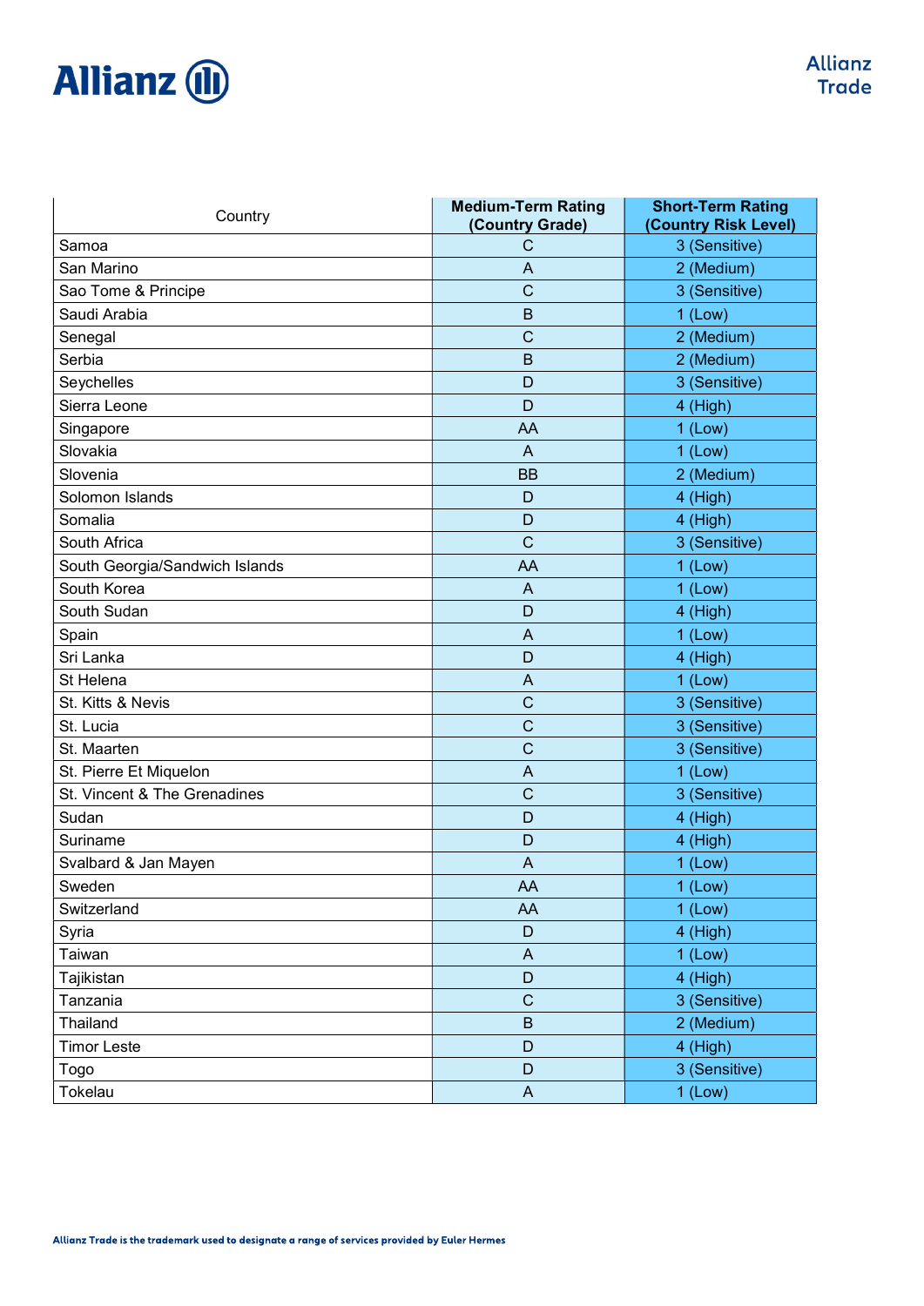| Country | Medium-Term Rating (Country Grade) | Short-Term Rating (Country Risk Level) |
|---|---|---|
| Samoa | C | 3 (Sensitive) |
| San Marino | A | 2 (Medium) |
| Sao Tome & Principe | C | 3 (Sensitive) |
| Saudi Arabia | B | 1 (Low) |
| Senegal | C | 2 (Medium) |
| Serbia | B | 2 (Medium) |
| Seychelles | D | 3 (Sensitive) |
| Sierra Leone | D | 4 (High) |
| Singapore | AA | 1 (Low) |
| Slovakia | A | 1 (Low) |
| Slovenia | BB | 2 (Medium) |
| Solomon Islands | D | 4 (High) |
| Somalia | D | 4 (High) |
| South Africa | C | 3 (Sensitive) |
| South Georgia/Sandwich Islands | AA | 1 (Low) |
| South Korea | A | 1 (Low) |
| South Sudan | D | 4 (High) |
| Spain | A | 1 (Low) |
| Sri Lanka | D | 4 (High) |
| St Helena | A | 1 (Low) |
| St. Kitts & Nevis | C | 3 (Sensitive) |
| St. Lucia | C | 3 (Sensitive) |
| St. Maarten | C | 3 (Sensitive) |
| St. Pierre Et Miquelon | A | 1 (Low) |
| St. Vincent & The Grenadines | C | 3 (Sensitive) |
| Sudan | D | 4 (High) |
| Suriname | D | 4 (High) |
| Svalbard & Jan Mayen | A | 1 (Low) |
| Sweden | AA | 1 (Low) |
| Switzerland | AA | 1 (Low) |
| Syria | D | 4 (High) |
| Taiwan | A | 1 (Low) |
| Tajikistan | D | 4 (High) |
| Tanzania | C | 3 (Sensitive) |
| Thailand | B | 2 (Medium) |
| Timor Leste | D | 4 (High) |
| Togo | D | 3 (Sensitive) |
| Tokelau | A | 1 (Low) |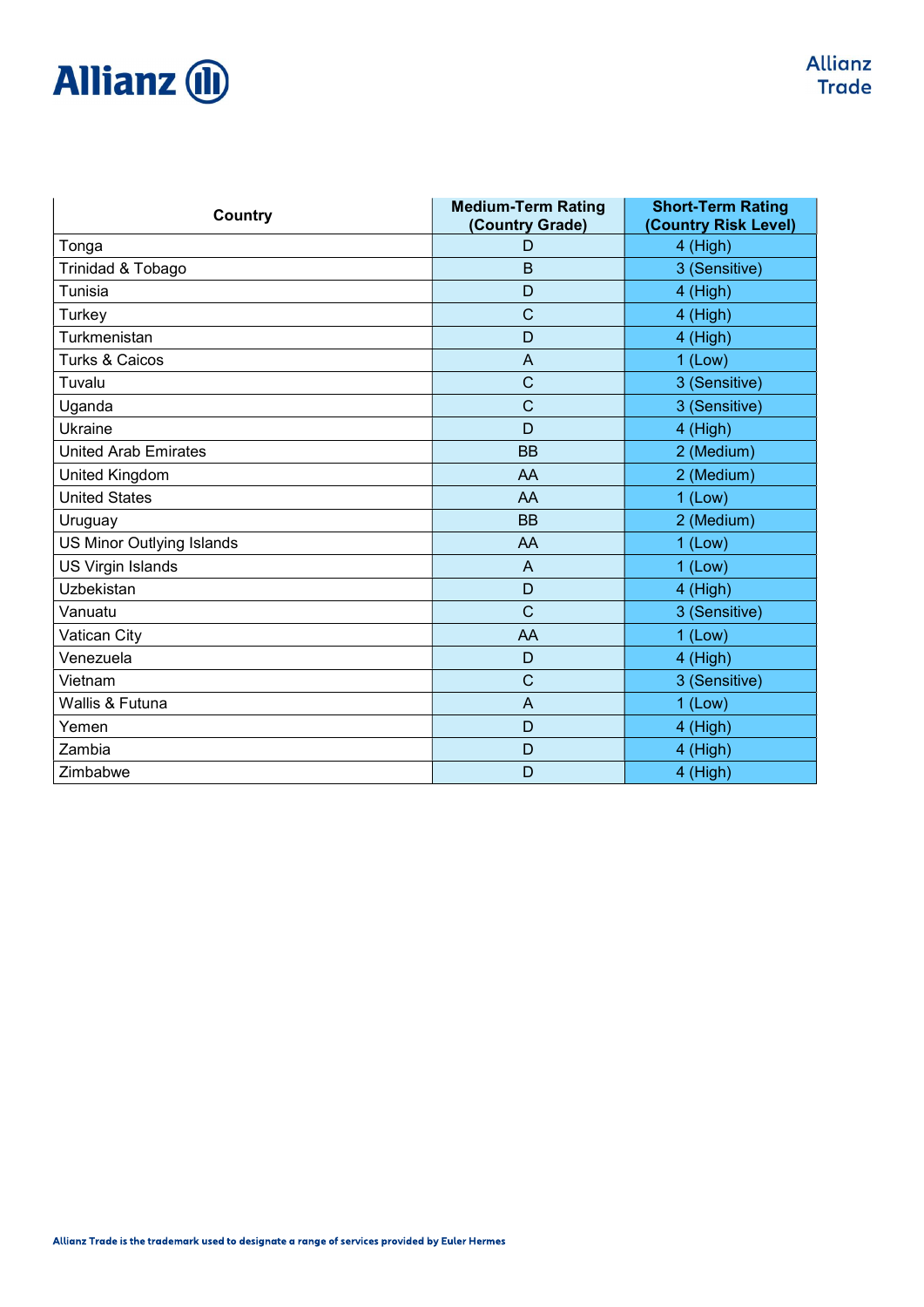| Country | Medium-Term Rating (Country Grade) | Short-Term Rating (Country Risk Level) |
|---|---|---|
| Tonga | D | 4 (High) |
| Trinidad & Tobago | B | 3 (Sensitive) |
| Tunisia | D | 4 (High) |
| Turkey | C | 4 (High) |
| Turkmenistan | D | 4 (High) |
| Turks & Caicos | A | 1 (Low) |
| Tuvalu | C | 3 (Sensitive) |
| Uganda | C | 3 (Sensitive) |
| Ukraine | D | 4 (High) |
| United Arab Emirates | BB | 2 (Medium) |
| United Kingdom | AA | 2 (Medium) |
| United States | AA | 1 (Low) |
| Uruguay | BB | 2 (Medium) |
| US Minor Outlying Islands | AA | 1 (Low) |
| US Virgin Islands | A | 1 (Low) |
| Uzbekistan | D | 4 (High) |
| Vanuatu | C | 3 (Sensitive) |
| Vatican City | AA | 1 (Low) |
| Venezuela | D | 4 (High) |
| Vietnam | C | 3 (Sensitive) |
| Wallis & Futuna | A | 1 (Low) |
| Yemen | D | 4 (High) |
| Zambia | D | 4 (High) |
| Zimbabwe | D | 4 (High) |